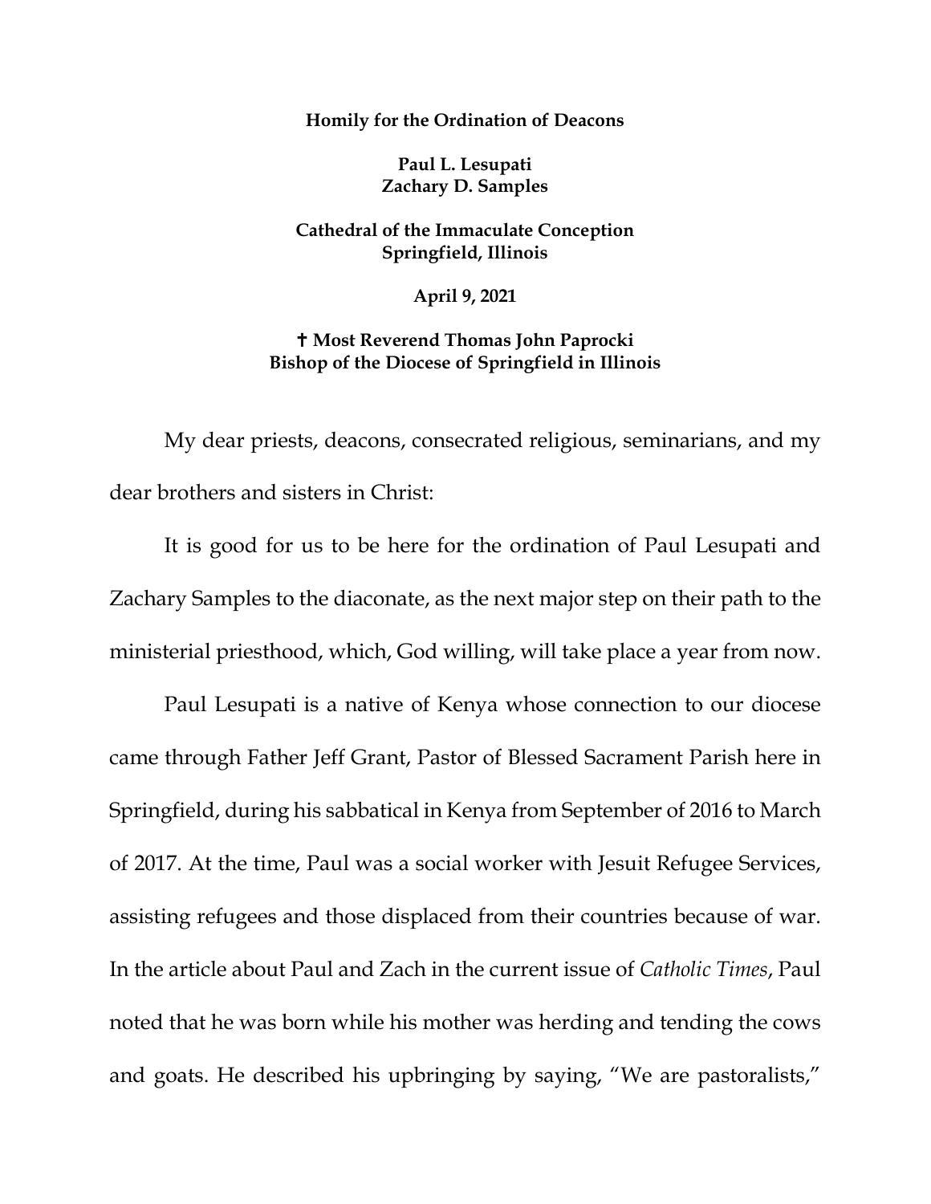**Homily for the Ordination of Deacons**

**Paul L. Lesupati**
**Zachary D. Samples**

**Cathedral of the Immaculate Conception**
**Springfield, Illinois**

**April 9, 2021**

**✝ Most Reverend Thomas John Paprocki**
**Bishop of the Diocese of Springfield in Illinois**

My dear priests, deacons, consecrated religious, seminarians, and my dear brothers and sisters in Christ:

It is good for us to be here for the ordination of Paul Lesupati and Zachary Samples to the diaconate, as the next major step on their path to the ministerial priesthood, which, God willing, will take place a year from now.

Paul Lesupati is a native of Kenya whose connection to our diocese came through Father Jeff Grant, Pastor of Blessed Sacrament Parish here in Springfield, during his sabbatical in Kenya from September of 2016 to March of 2017. At the time, Paul was a social worker with Jesuit Refugee Services, assisting refugees and those displaced from their countries because of war. In the article about Paul and Zach in the current issue of *Catholic Times*, Paul noted that he was born while his mother was herding and tending the cows and goats. He described his upbringing by saying, "We are pastoralists,"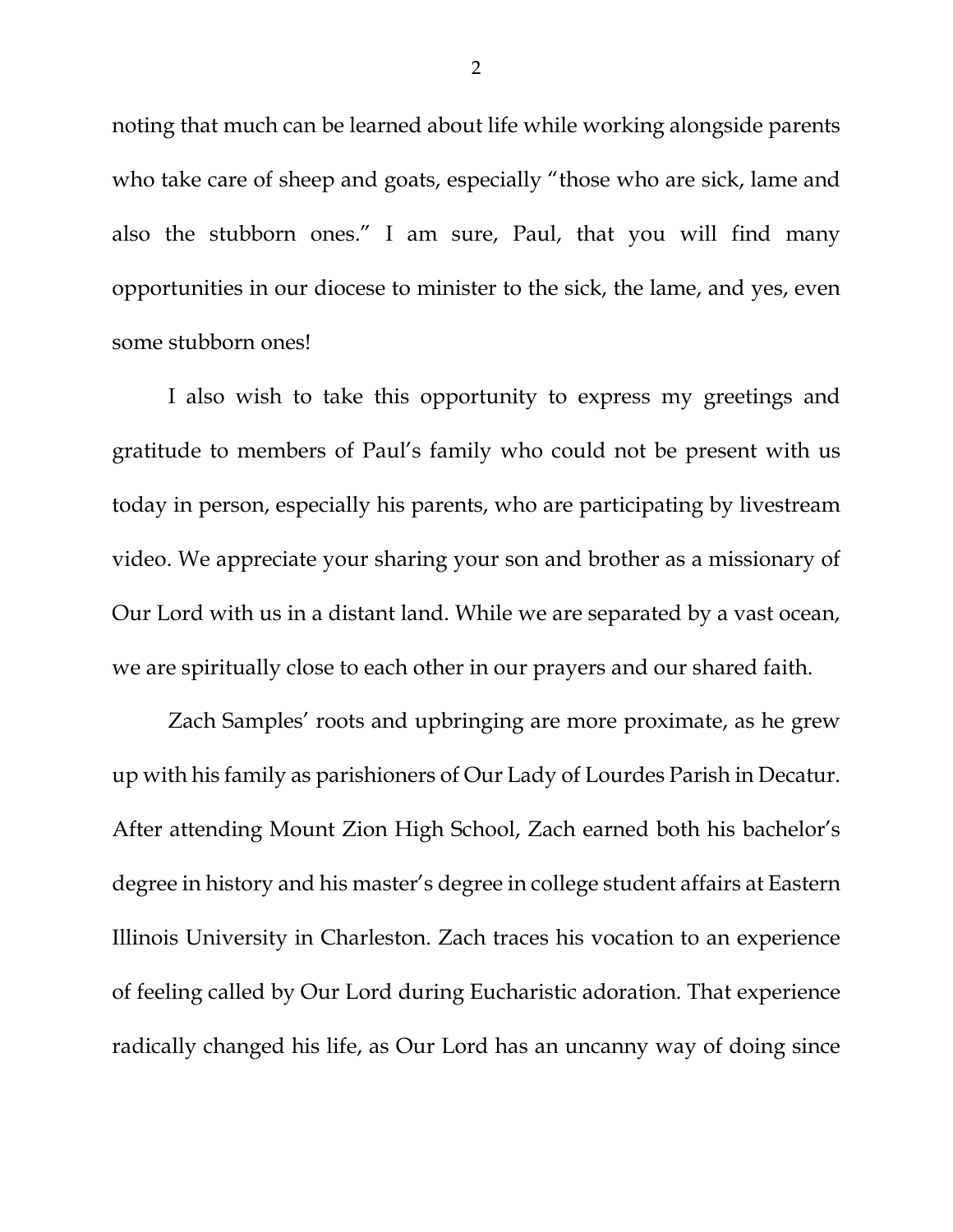noting that much can be learned about life while working alongside parents who take care of sheep and goats, especially "those who are sick, lame and also the stubborn ones." I am sure, Paul, that you will find many opportunities in our diocese to minister to the sick, the lame, and yes, even some stubborn ones!

I also wish to take this opportunity to express my greetings and gratitude to members of Paul's family who could not be present with us today in person, especially his parents, who are participating by livestream video. We appreciate your sharing your son and brother as a missionary of Our Lord with us in a distant land. While we are separated by a vast ocean, we are spiritually close to each other in our prayers and our shared faith.

Zach Samples' roots and upbringing are more proximate, as he grew up with his family as parishioners of Our Lady of Lourdes Parish in Decatur. After attending Mount Zion High School, Zach earned both his bachelor's degree in history and his master's degree in college student affairs at Eastern Illinois University in Charleston. Zach traces his vocation to an experience of feeling called by Our Lord during Eucharistic adoration. That experience radically changed his life, as Our Lord has an uncanny way of doing since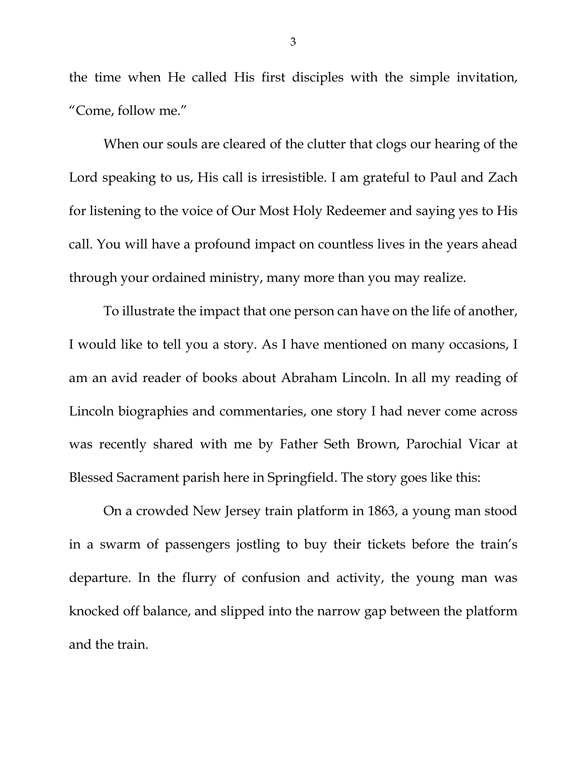the time when He called His first disciples with the simple invitation, "Come, follow me."

When our souls are cleared of the clutter that clogs our hearing of the Lord speaking to us, His call is irresistible. I am grateful to Paul and Zach for listening to the voice of Our Most Holy Redeemer and saying yes to His call. You will have a profound impact on countless lives in the years ahead through your ordained ministry, many more than you may realize.

To illustrate the impact that one person can have on the life of another, I would like to tell you a story. As I have mentioned on many occasions, I am an avid reader of books about Abraham Lincoln. In all my reading of Lincoln biographies and commentaries, one story I had never come across was recently shared with me by Father Seth Brown, Parochial Vicar at Blessed Sacrament parish here in Springfield. The story goes like this:

On a crowded New Jersey train platform in 1863, a young man stood in a swarm of passengers jostling to buy their tickets before the train's departure. In the flurry of confusion and activity, the young man was knocked off balance, and slipped into the narrow gap between the platform and the train.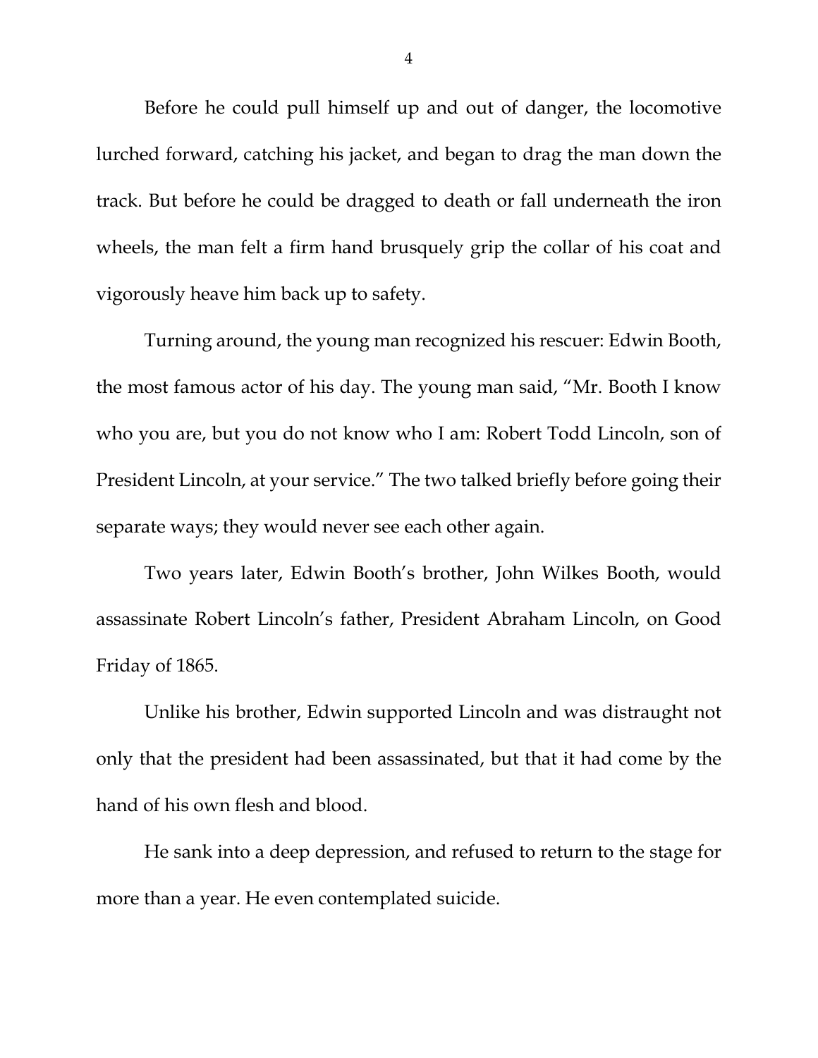Before he could pull himself up and out of danger, the locomotive lurched forward, catching his jacket, and began to drag the man down the track. But before he could be dragged to death or fall underneath the iron wheels, the man felt a firm hand brusquely grip the collar of his coat and vigorously heave him back up to safety.

Turning around, the young man recognized his rescuer: Edwin Booth, the most famous actor of his day. The young man said, "Mr. Booth I know who you are, but you do not know who I am: Robert Todd Lincoln, son of President Lincoln, at your service." The two talked briefly before going their separate ways; they would never see each other again.

Two years later, Edwin Booth's brother, John Wilkes Booth, would assassinate Robert Lincoln's father, President Abraham Lincoln, on Good Friday of 1865.

Unlike his brother, Edwin supported Lincoln and was distraught not only that the president had been assassinated, but that it had come by the hand of his own flesh and blood.

He sank into a deep depression, and refused to return to the stage for more than a year. He even contemplated suicide.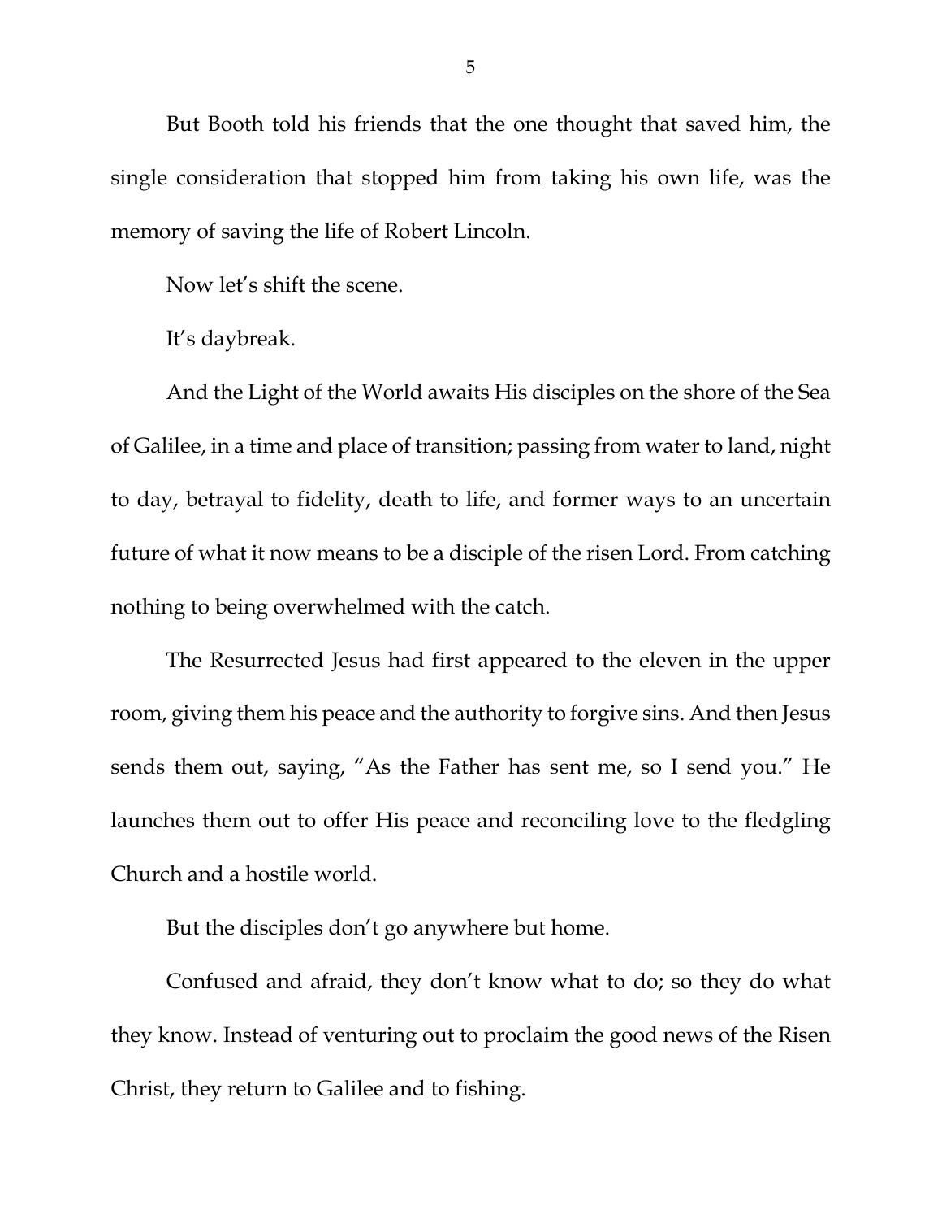But Booth told his friends that the one thought that saved him, the single consideration that stopped him from taking his own life, was the memory of saving the life of Robert Lincoln.

Now let's shift the scene.

It's daybreak.

And the Light of the World awaits His disciples on the shore of the Sea of Galilee, in a time and place of transition; passing from water to land, night to day, betrayal to fidelity, death to life, and former ways to an uncertain future of what it now means to be a disciple of the risen Lord. From catching nothing to being overwhelmed with the catch.

The Resurrected Jesus had first appeared to the eleven in the upper room, giving them his peace and the authority to forgive sins. And then Jesus sends them out, saying, "As the Father has sent me, so I send you." He launches them out to offer His peace and reconciling love to the fledgling Church and a hostile world.

But the disciples don't go anywhere but home.

Confused and afraid, they don't know what to do; so they do what they know. Instead of venturing out to proclaim the good news of the Risen Christ, they return to Galilee and to fishing.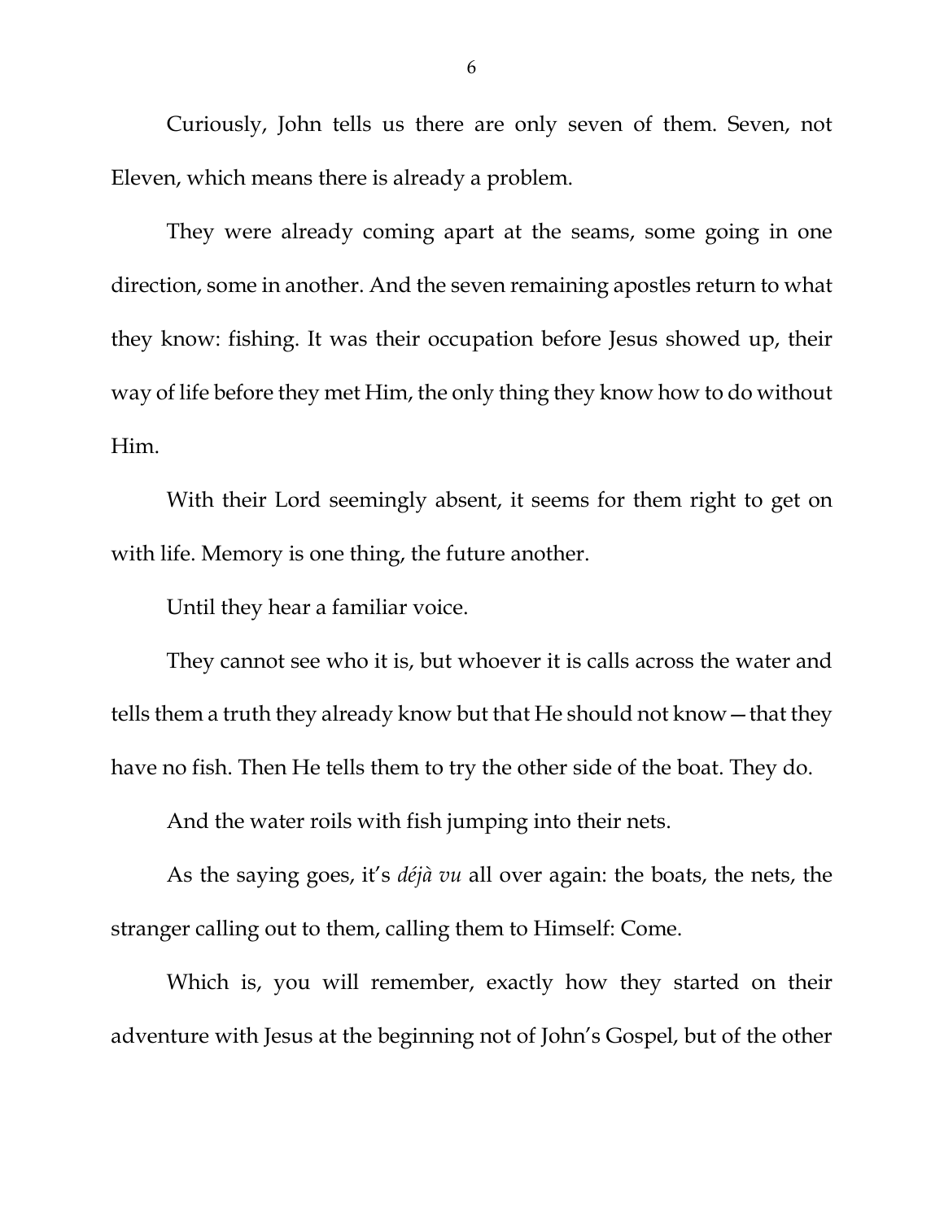Curiously, John tells us there are only seven of them. Seven, not Eleven, which means there is already a problem.

They were already coming apart at the seams, some going in one direction, some in another. And the seven remaining apostles return to what they know: fishing. It was their occupation before Jesus showed up, their way of life before they met Him, the only thing they know how to do without Him.

With their Lord seemingly absent, it seems for them right to get on with life. Memory is one thing, the future another.

Until they hear a familiar voice.

They cannot see who it is, but whoever it is calls across the water and tells them a truth they already know but that He should not know—that they have no fish. Then He tells them to try the other side of the boat. They do.

And the water roils with fish jumping into their nets.

As the saying goes, it's *déjà vu* all over again: the boats, the nets, the stranger calling out to them, calling them to Himself: Come.

Which is, you will remember, exactly how they started on their adventure with Jesus at the beginning not of John's Gospel, but of the other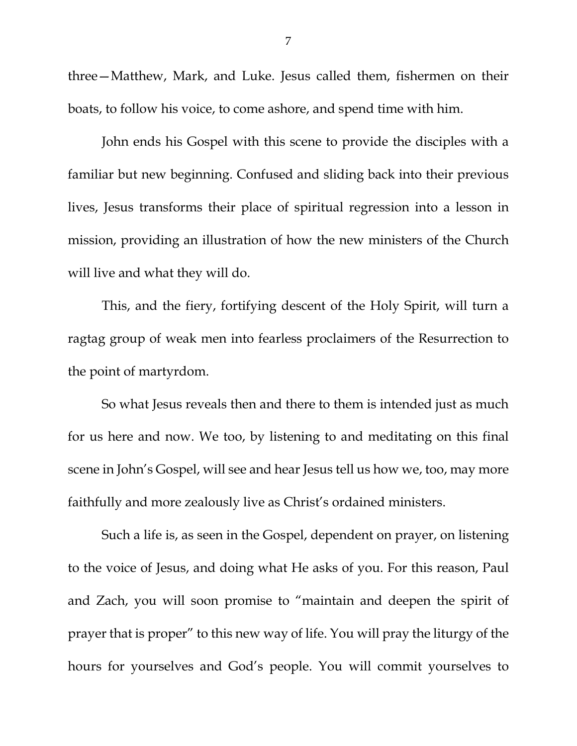three—Matthew, Mark, and Luke. Jesus called them, fishermen on their boats, to follow his voice, to come ashore, and spend time with him.

John ends his Gospel with this scene to provide the disciples with a familiar but new beginning. Confused and sliding back into their previous lives, Jesus transforms their place of spiritual regression into a lesson in mission, providing an illustration of how the new ministers of the Church will live and what they will do.

This, and the fiery, fortifying descent of the Holy Spirit, will turn a ragtag group of weak men into fearless proclaimers of the Resurrection to the point of martyrdom.

So what Jesus reveals then and there to them is intended just as much for us here and now. We too, by listening to and meditating on this final scene in John's Gospel, will see and hear Jesus tell us how we, too, may more faithfully and more zealously live as Christ's ordained ministers.

Such a life is, as seen in the Gospel, dependent on prayer, on listening to the voice of Jesus, and doing what He asks of you. For this reason, Paul and Zach, you will soon promise to "maintain and deepen the spirit of prayer that is proper" to this new way of life. You will pray the liturgy of the hours for yourselves and God's people. You will commit yourselves to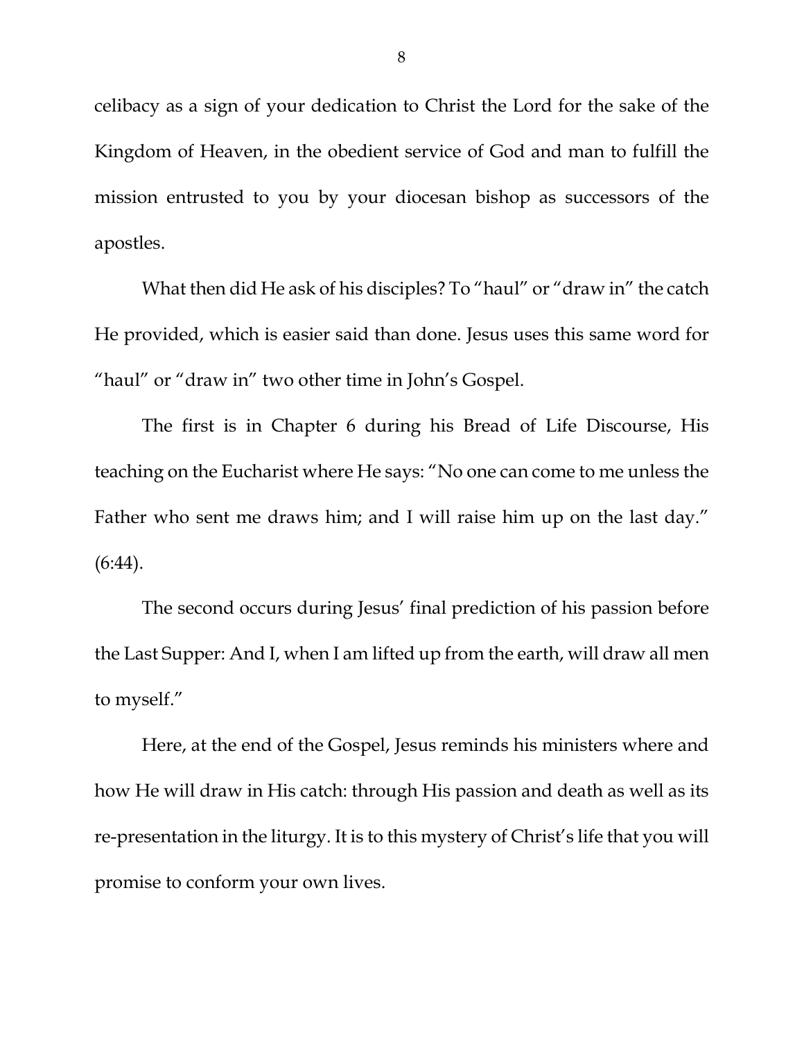celibacy as a sign of your dedication to Christ the Lord for the sake of the Kingdom of Heaven, in the obedient service of God and man to fulfill the mission entrusted to you by your diocesan bishop as successors of the apostles.

What then did He ask of his disciples? To "haul" or "draw in" the catch He provided, which is easier said than done. Jesus uses this same word for "haul" or "draw in" two other time in John's Gospel.

The first is in Chapter 6 during his Bread of Life Discourse, His teaching on the Eucharist where He says: "No one can come to me unless the Father who sent me draws him; and I will raise him up on the last day." (6:44).

The second occurs during Jesus' final prediction of his passion before the Last Supper: And I, when I am lifted up from the earth, will draw all men to myself."

Here, at the end of the Gospel, Jesus reminds his ministers where and how He will draw in His catch: through His passion and death as well as its re-presentation in the liturgy. It is to this mystery of Christ's life that you will promise to conform your own lives.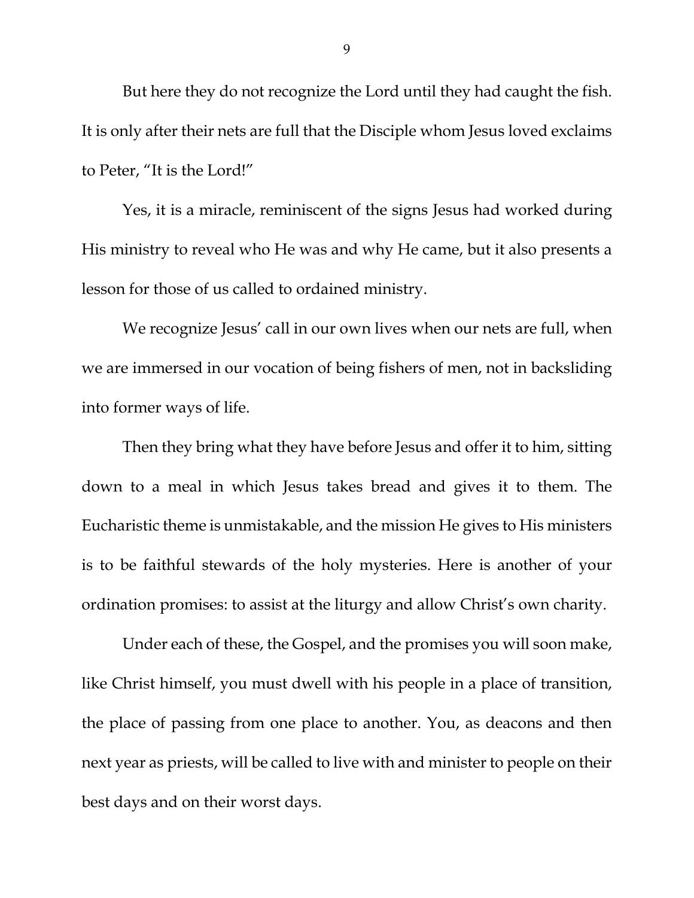But here they do not recognize the Lord until they had caught the fish. It is only after their nets are full that the Disciple whom Jesus loved exclaims to Peter, "It is the Lord!"

Yes, it is a miracle, reminiscent of the signs Jesus had worked during His ministry to reveal who He was and why He came, but it also presents a lesson for those of us called to ordained ministry.

We recognize Jesus' call in our own lives when our nets are full, when we are immersed in our vocation of being fishers of men, not in backsliding into former ways of life.

Then they bring what they have before Jesus and offer it to him, sitting down to a meal in which Jesus takes bread and gives it to them. The Eucharistic theme is unmistakable, and the mission He gives to His ministers is to be faithful stewards of the holy mysteries. Here is another of your ordination promises: to assist at the liturgy and allow Christ's own charity.

Under each of these, the Gospel, and the promises you will soon make, like Christ himself, you must dwell with his people in a place of transition, the place of passing from one place to another. You, as deacons and then next year as priests, will be called to live with and minister to people on their best days and on their worst days.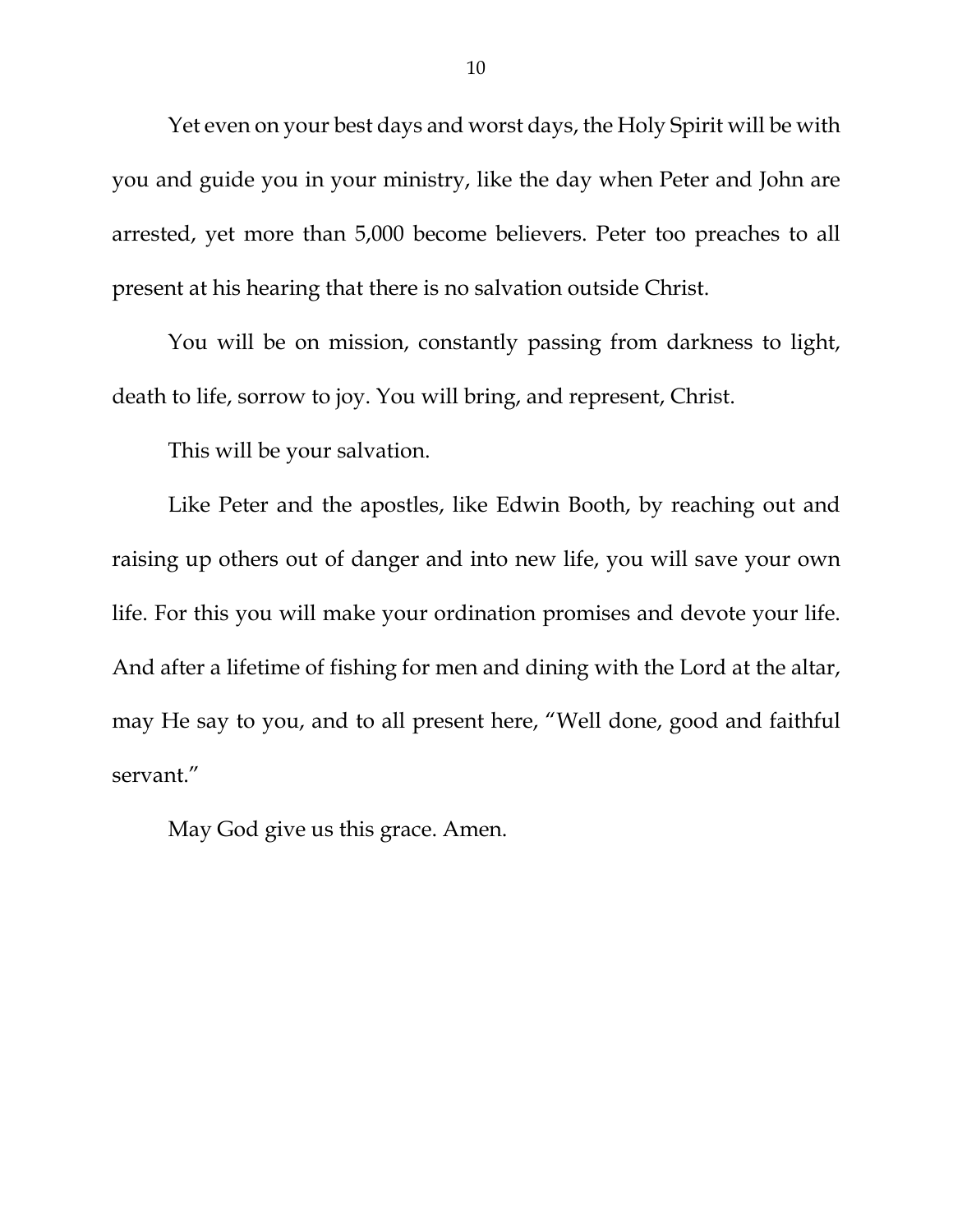Yet even on your best days and worst days, the Holy Spirit will be with you and guide you in your ministry, like the day when Peter and John are arrested, yet more than 5,000 become believers. Peter too preaches to all present at his hearing that there is no salvation outside Christ.

You will be on mission, constantly passing from darkness to light, death to life, sorrow to joy. You will bring, and represent, Christ.

This will be your salvation.

Like Peter and the apostles, like Edwin Booth, by reaching out and raising up others out of danger and into new life, you will save your own life. For this you will make your ordination promises and devote your life. And after a lifetime of fishing for men and dining with the Lord at the altar, may He say to you, and to all present here, "Well done, good and faithful servant."

May God give us this grace. Amen.